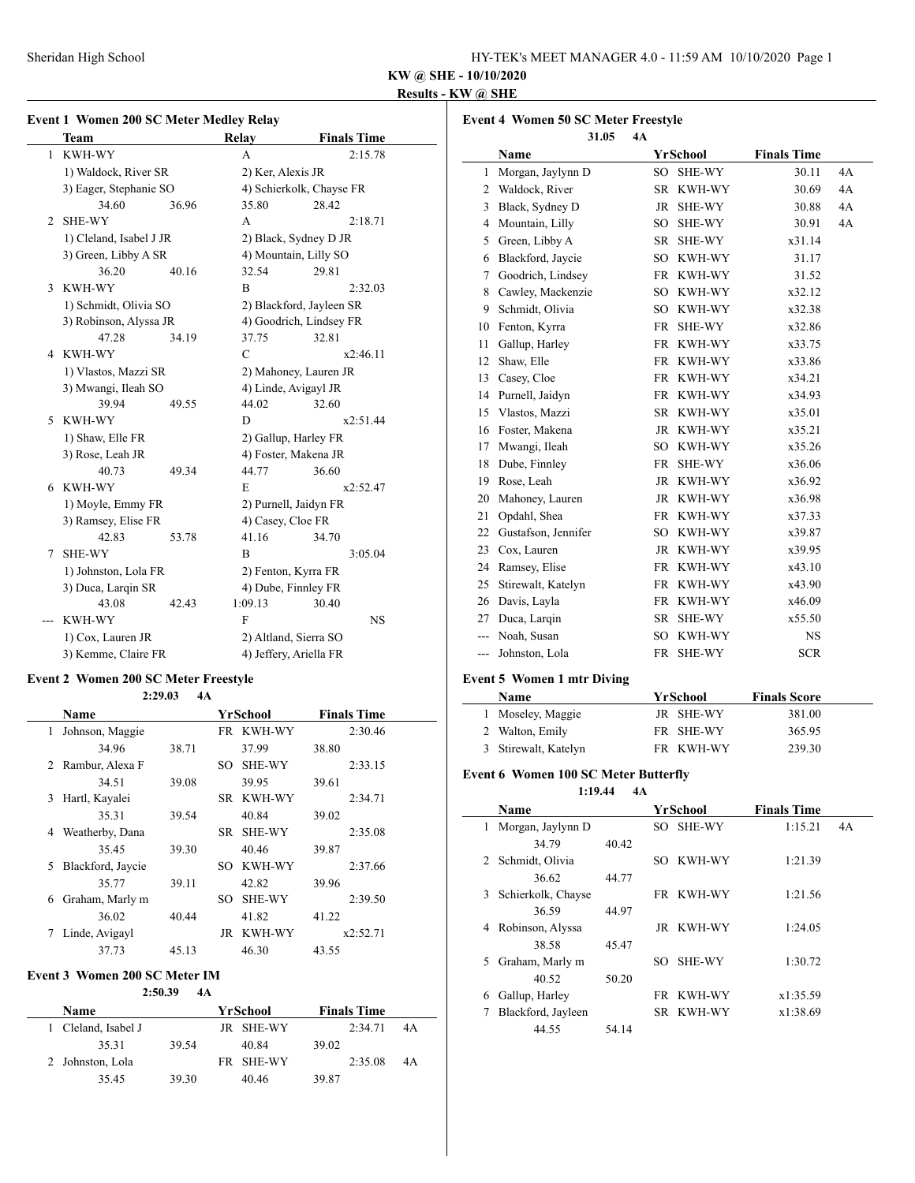**KW @ SHE - 10/10/2020**

**Results - KW @ SHE**

### Event 1 Women 200 SC Meter Medley Relay

| | Team | Relay | Finals Time |
|---|---|---|---|
| 1 | KWH-WY | A | 2:15.78 |
| | 1) Waldock, River SR | 2) Ker, Alexis JR | |
| | 3) Eager, Stephanie SO | 4) Schierkolk, Chayse FR | |
| | 34.60 36.96 | 35.80 28.42 | |
| 2 | SHE-WY | A | 2:18.71 |
| | 1) Cleland, Isabel J JR | 2) Black, Sydney D JR | |
| | 3) Green, Libby A SR | 4) Mountain, Lilly SO | |
| | 36.20 40.16 | 32.54 29.81 | |
| 3 | KWH-WY | B | 2:32.03 |
| | 1) Schmidt, Olivia SO | 2) Blackford, Jayleen SR | |
| | 3) Robinson, Alyssa JR | 4) Goodrich, Lindsey FR | |
| | 47.28 34.19 | 37.75 32.81 | |
| 4 | KWH-WY | C | x2:46.11 |
| | 1) Vlastos, Mazzi SR | 2) Mahoney, Lauren JR | |
| | 3) Mwangi, Ileah SO | 4) Linde, Avigayl JR | |
| | 39.94 49.55 | 44.02 32.60 | |
| 5 | KWH-WY | D | x2:51.44 |
| | 1) Shaw, Elle FR | 2) Gallup, Harley FR | |
| | 3) Rose, Leah JR | 4) Foster, Makena JR | |
| | 40.73 49.34 | 44.77 36.60 | |
| 6 | KWH-WY | E | x2:52.47 |
| | 1) Moyle, Emmy FR | 2) Purnell, Jaidyn FR | |
| | 3) Ramsey, Elise FR | 4) Casey, Cloe FR | |
| | 42.83 53.78 | 41.16 34.70 | |
| 7 | SHE-WY | B | 3:05.04 |
| | 1) Johnston, Lola FR | 2) Fenton, Kyrra FR | |
| | 3) Duca, Larqin SR | 4) Dube, Finnley FR | |
| | 43.08 42.43 | 1:09.13 30.40 | |
| --- | KWH-WY | F | NS |
| | 1) Cox, Lauren JR | 2) Altland, Sierra SO | |
| | 3) Kemme, Claire FR | 4) Jeffery, Ariella FR | |

### Event 2 Women 200 SC Meter Freestyle

2:29.03 4A

| | Name | Yr | School | Finals Time |
|---|---|---|---|---|
| 1 | Johnson, Maggie | FR | KWH-WY | 2:30.46 |
| | 34.96 38.71 37.99 38.80 | | | |
| 2 | Rambur, Alexa F | SO | SHE-WY | 2:33.15 |
| | 34.51 39.08 39.95 39.61 | | | |
| 3 | Hartl, Kayalei | SR | KWH-WY | 2:34.71 |
| | 35.31 39.54 40.84 39.02 | | | |
| 4 | Weatherby, Dana | SR | SHE-WY | 2:35.08 |
| | 35.45 39.30 40.46 39.87 | | | |
| 5 | Blackford, Jaycie | SO | KWH-WY | 2:37.66 |
| | 35.77 39.11 42.82 39.96 | | | |
| 6 | Graham, Marly m | SO | SHE-WY | 2:39.50 |
| | 36.02 40.44 41.82 41.22 | | | |
| 7 | Linde, Avigayl | JR | KWH-WY | x2:52.71 |
| | 37.73 45.13 46.30 43.55 | | | |

### Event 3 Women 200 SC Meter IM

2:50.39 4A

| | Name | Yr | School | Finals Time | |
|---|---|---|---|---|---|
| 1 | Cleland, Isabel J | JR | SHE-WY | 2:34.71 | 4A |
| | 35.31 39.54 40.84 39.02 | | | | |
| 2 | Johnston, Lola | FR | SHE-WY | 2:35.08 | 4A |
| | 35.45 39.30 40.46 39.87 | | | | |

### Event 4 Women 50 SC Meter Freestyle

31.05 4A

| | Name | Yr | School | Finals Time | |
|---|---|---|---|---|---|
| 1 | Morgan, Jaylynn D | SO | SHE-WY | 30.11 | 4A |
| 2 | Waldock, River | SR | KWH-WY | 30.69 | 4A |
| 3 | Black, Sydney D | JR | SHE-WY | 30.88 | 4A |
| 4 | Mountain, Lilly | SO | SHE-WY | 30.91 | 4A |
| 5 | Green, Libby A | SR | SHE-WY | x31.14 | |
| 6 | Blackford, Jaycie | SO | KWH-WY | 31.17 | |
| 7 | Goodrich, Lindsey | FR | KWH-WY | 31.52 | |
| 8 | Cawley, Mackenzie | SO | KWH-WY | x32.12 | |
| 9 | Schmidt, Olivia | SO | KWH-WY | x32.38 | |
| 10 | Fenton, Kyrra | FR | SHE-WY | x32.86 | |
| 11 | Gallup, Harley | FR | KWH-WY | x33.75 | |
| 12 | Shaw, Elle | FR | KWH-WY | x33.86 | |
| 13 | Casey, Cloe | FR | KWH-WY | x34.21 | |
| 14 | Purnell, Jaidyn | FR | KWH-WY | x34.93 | |
| 15 | Vlastos, Mazzi | SR | KWH-WY | x35.01 | |
| 16 | Foster, Makena | JR | KWH-WY | x35.21 | |
| 17 | Mwangi, Ileah | SO | KWH-WY | x35.26 | |
| 18 | Dube, Finnley | FR | SHE-WY | x36.06 | |
| 19 | Rose, Leah | JR | KWH-WY | x36.92 | |
| 20 | Mahoney, Lauren | JR | KWH-WY | x36.98 | |
| 21 | Opdahl, Shea | FR | KWH-WY | x37.33 | |
| 22 | Gustafson, Jennifer | SO | KWH-WY | x39.87 | |
| 23 | Cox, Lauren | JR | KWH-WY | x39.95 | |
| 24 | Ramsey, Elise | FR | KWH-WY | x43.10 | |
| 25 | Stirewalt, Katelyn | FR | KWH-WY | x43.90 | |
| 26 | Davis, Layla | FR | KWH-WY | x46.09 | |
| 27 | Duca, Larqin | SR | SHE-WY | x55.50 | |
| --- | Noah, Susan | SO | KWH-WY | NS | |
| --- | Johnston, Lola | FR | SHE-WY | SCR | |

### Event 5 Women 1 mtr Diving

| | Name | Yr | School | Finals Score |
|---|---|---|---|---|
| 1 | Moseley, Maggie | JR | SHE-WY | 381.00 |
| 2 | Walton, Emily | FR | SHE-WY | 365.95 |
| 3 | Stirewalt, Katelyn | FR | KWH-WY | 239.30 |

### Event 6 Women 100 SC Meter Butterfly

1:19.44 4A

| | Name | Yr | School | Finals Time | |
|---|---|---|---|---|---|
| 1 | Morgan, Jaylynn D | SO | SHE-WY | 1:15.21 | 4A |
| | 34.79 40.42 | | | | |
| 2 | Schmidt, Olivia | SO | KWH-WY | 1:21.39 | |
| | 36.62 44.77 | | | | |
| 3 | Schierkolk, Chayse | FR | KWH-WY | 1:21.56 | |
| | 36.59 44.97 | | | | |
| 4 | Robinson, Alyssa | JR | KWH-WY | 1:24.05 | |
| | 38.58 45.47 | | | | |
| 5 | Graham, Marly m | SO | SHE-WY | 1:30.72 | |
| | 40.52 50.20 | | | | |
| 6 | Gallup, Harley | FR | KWH-WY | x1:35.59 | |
| 7 | Blackford, Jayleen | SR | KWH-WY | x1:38.69 | |
| | 44.55 54.14 | | | | |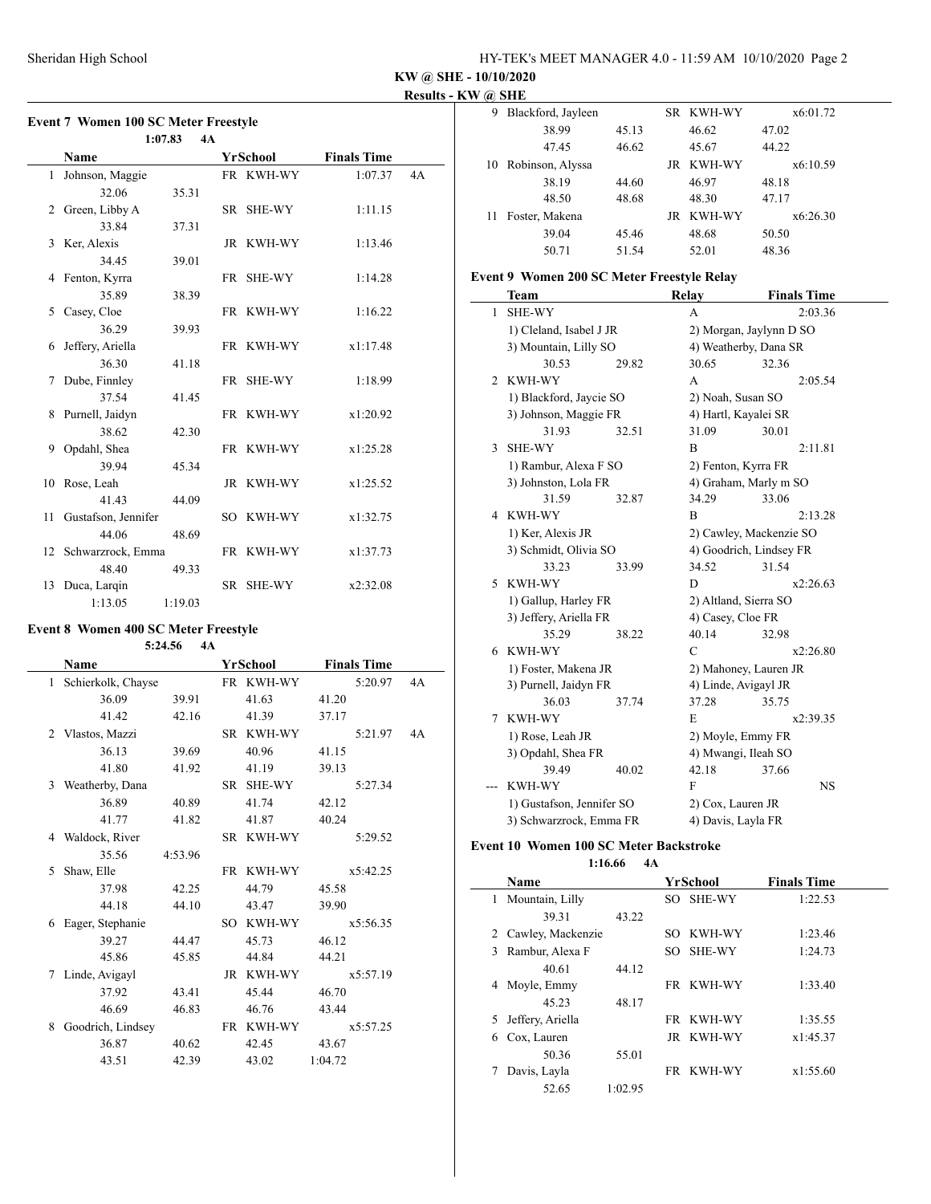**KW @ SHE - 10/10/2020**

**Results - KW @ SHE**

### Event 7 Women 100 SC Meter Freestyle

1:07.83 4A

| | Name | Yr | School | Finals Time | |
|---|---|---|---|---|---|
| 1 | Johnson, Maggie | FR | KWH-WY | 1:07.37 | 4A |
| | 32.06 35.31 | | | | |
| 2 | Green, Libby A | SR | SHE-WY | 1:11.15 | |
| | 33.84 37.31 | | | | |
| 3 | Ker, Alexis | JR | KWH-WY | 1:13.46 | |
| | 34.45 39.01 | | | | |
| 4 | Fenton, Kyrra | FR | SHE-WY | 1:14.28 | |
| | 35.89 38.39 | | | | |
| 5 | Casey, Cloe | FR | KWH-WY | 1:16.22 | |
| | 36.29 39.93 | | | | |
| 6 | Jeffery, Ariella | FR | KWH-WY | x1:17.48 | |
| | 36.30 41.18 | | | | |
| 7 | Dube, Finnley | FR | SHE-WY | 1:18.99 | |
| | 37.54 41.45 | | | | |
| 8 | Purnell, Jaidyn | FR | KWH-WY | x1:20.92 | |
| | 38.62 42.30 | | | | |
| 9 | Opdahl, Shea | FR | KWH-WY | x1:25.28 | |
| | 39.94 45.34 | | | | |
| 10 | Rose, Leah | JR | KWH-WY | x1:25.52 | |
| | 41.43 44.09 | | | | |
| 11 | Gustafson, Jennifer | SO | KWH-WY | x1:32.75 | |
| | 44.06 48.69 | | | | |
| 12 | Schwarzrock, Emma | FR | KWH-WY | x1:37.73 | |
| | 48.40 49.33 | | | | |
| 13 | Duca, Larqin | SR | SHE-WY | x2:32.08 | |
| | 1:13.05 1:19.03 | | | | |

### Event 8 Women 400 SC Meter Freestyle

5:24.56 4A

| | Name | Yr | School | Finals Time | |
|---|---|---|---|---|---|
| 1 | Schierkolk, Chayse | FR | KWH-WY | 5:20.97 | 4A |
| | 36.09 39.91 41.63 41.20 | | | | |
| | 41.42 42.16 41.39 37.17 | | | | |
| 2 | Vlastos, Mazzi | SR | KWH-WY | 5:21.97 | 4A |
| | 36.13 39.69 40.96 41.15 | | | | |
| | 41.80 41.92 41.19 39.13 | | | | |
| 3 | Weatherby, Dana | SR | SHE-WY | 5:27.34 | |
| | 36.89 40.89 41.74 42.12 | | | | |
| | 41.77 41.82 41.87 40.24 | | | | |
| 4 | Waldock, River | SR | KWH-WY | 5:29.52 | |
| | 35.56 4:53.96 | | | | |
| 5 | Shaw, Elle | FR | KWH-WY | x5:42.25 | |
| | 37.98 42.25 44.79 45.58 | | | | |
| | 44.18 44.10 43.47 39.90 | | | | |
| 6 | Eager, Stephanie | SO | KWH-WY | x5:56.35 | |
| | 39.27 44.47 45.73 46.12 | | | | |
| | 45.86 45.85 44.84 44.21 | | | | |
| 7 | Linde, Avigayl | JR | KWH-WY | x5:57.19 | |
| | 37.92 43.41 45.44 46.70 | | | | |
| | 46.69 46.83 46.76 43.44 | | | | |
| 8 | Goodrich, Lindsey | FR | KWH-WY | x5:57.25 | |
| | 36.87 40.62 42.45 43.67 | | | | |
| | 43.51 42.39 43.02 1:04.72 | | | | |
| 9 | Blackford, Jayleen | SR | KWH-WY | x6:01.72 | |
| | 38.99 45.13 46.62 47.02 | | | | |
| | 47.45 46.62 45.67 44.22 | | | | |
| 10 | Robinson, Alyssa | JR | KWH-WY | x6:10.59 | |
| | 38.19 44.60 46.97 48.18 | | | | |
| | 48.50 48.68 48.30 47.17 | | | | |
| 11 | Foster, Makena | JR | KWH-WY | x6:26.30 | |
| | 39.04 45.46 48.68 50.50 | | | | |
| | 50.71 51.54 52.01 48.36 | | | | |

### Event 9 Women 200 SC Meter Freestyle Relay

| | Team | Relay | Finals Time |
|---|---|---|---|
| 1 | SHE-WY | A | 2:03.36 |
| | 1) Cleland, Isabel J JR; 2) Morgan, Jaylynn D SO; 3) Mountain, Lilly SO; 4) Weatherby, Dana SR | | |
| | 30.53 29.82 30.65 32.36 | | |
| 2 | KWH-WY | A | 2:05.54 |
| | 1) Blackford, Jaycie SO; 2) Noah, Susan SO; 3) Johnson, Maggie FR; 4) Hartl, Kayalei SR | | |
| | 31.93 32.51 31.09 30.01 | | |
| 3 | SHE-WY | B | 2:11.81 |
| | 1) Rambur, Alexa F SO; 2) Fenton, Kyrra FR; 3) Johnston, Lola FR; 4) Graham, Marly m SO | | |
| | 31.59 32.87 34.29 33.06 | | |
| 4 | KWH-WY | B | 2:13.28 |
| | 1) Ker, Alexis JR; 2) Cawley, Mackenzie SO; 3) Schmidt, Olivia SO; 4) Goodrich, Lindsey FR | | |
| | 33.23 33.99 34.52 31.54 | | |
| 5 | KWH-WY | D | x2:26.63 |
| | 1) Gallup, Harley FR; 2) Altland, Sierra SO; 3) Jeffery, Ariella FR; 4) Casey, Cloe FR | | |
| | 35.29 38.22 40.14 32.98 | | |
| 6 | KWH-WY | C | x2:26.80 |
| | 1) Foster, Makena JR; 2) Mahoney, Lauren JR; 3) Purnell, Jaidyn FR; 4) Linde, Avigayl JR | | |
| | 36.03 37.74 37.28 35.75 | | |
| 7 | KWH-WY | E | x2:39.35 |
| | 1) Rose, Leah JR; 2) Moyle, Emmy FR; 3) Opdahl, Shea FR; 4) Mwangi, Ileah SO | | |
| | 39.49 40.02 42.18 37.66 | | |
| --- | KWH-WY | F | NS |
| | 1) Gustafson, Jennifer SO; 2) Cox, Lauren JR; 3) Schwarzrock, Emma FR; 4) Davis, Layla FR | | |

### Event 10 Women 100 SC Meter Backstroke

1:16.66 4A

| | Name | Yr | School | Finals Time |
|---|---|---|---|---|
| 1 | Mountain, Lilly | SO | SHE-WY | 1:22.53 |
| | 39.31 43.22 | | | |
| 2 | Cawley, Mackenzie | SO | KWH-WY | 1:23.46 |
| 3 | Rambur, Alexa F | SO | SHE-WY | 1:24.73 |
| | 40.61 44.12 | | | |
| 4 | Moyle, Emmy | FR | KWH-WY | 1:33.40 |
| | 45.23 48.17 | | | |
| 5 | Jeffery, Ariella | FR | KWH-WY | 1:35.55 |
| 6 | Cox, Lauren | JR | KWH-WY | x1:45.37 |
| | 50.36 55.01 | | | |
| 7 | Davis, Layla | FR | KWH-WY | x1:55.60 |
| | 52.65 1:02.95 | | | |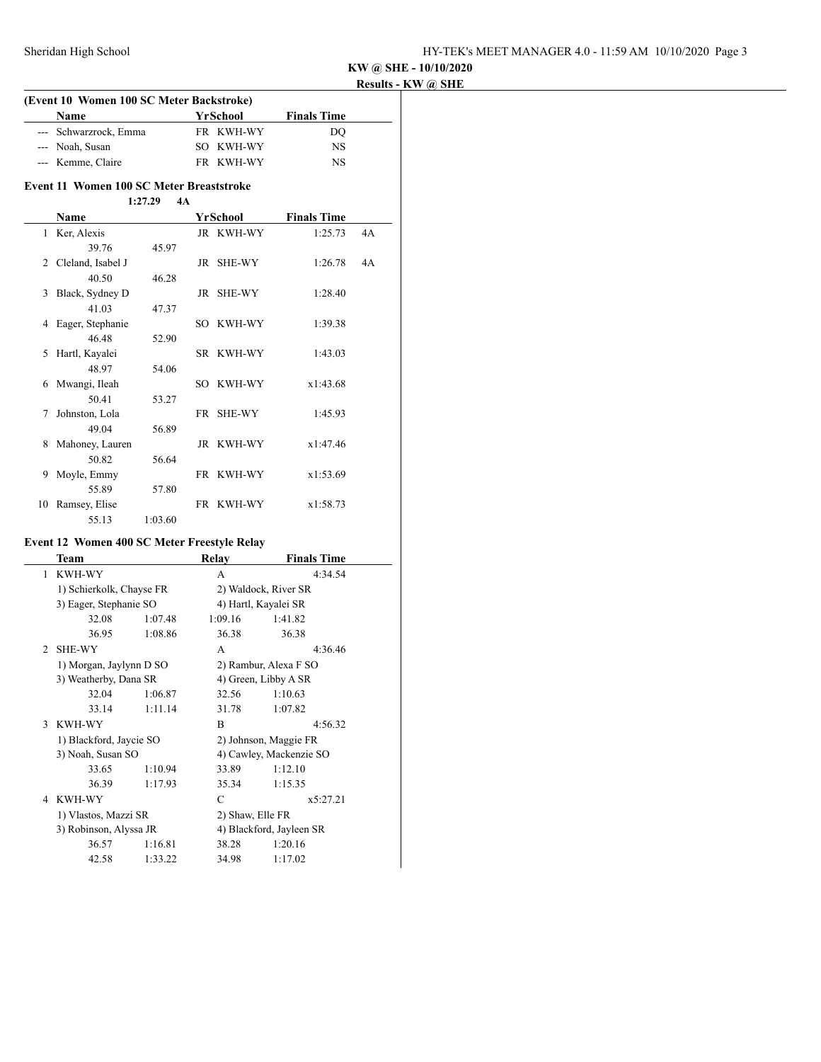KW @ SHE - 10/10/2020

Results - KW @ SHE

### (Event 10 Women 100 SC Meter Backstroke)

| | Name | Yr | School | Finals Time |
|---|---|---|---|---|
| --- | Schwarzrock, Emma | FR | KWH-WY | DQ |
| --- | Noah, Susan | SO | KWH-WY | NS |
| --- | Kemme, Claire | FR | KWH-WY | NS |

### Event 11 Women 100 SC Meter Breaststroke

1:27.29 4A

| | Name | Yr | School | Finals Time | |
|---|---|---|---|---|---|
| 1 | Ker, Alexis | JR | KWH-WY | 1:25.73 | 4A |
| | 39.76 45.97 | | | | |
| 2 | Cleland, Isabel J | JR | SHE-WY | 1:26.78 | 4A |
| | 40.50 46.28 | | | | |
| 3 | Black, Sydney D | JR | SHE-WY | 1:28.40 | |
| | 41.03 47.37 | | | | |
| 4 | Eager, Stephanie | SO | KWH-WY | 1:39.38 | |
| | 46.48 52.90 | | | | |
| 5 | Hartl, Kayalei | SR | KWH-WY | 1:43.03 | |
| | 48.97 54.06 | | | | |
| 6 | Mwangi, Ileah | SO | KWH-WY | x1:43.68 | |
| | 50.41 53.27 | | | | |
| 7 | Johnston, Lola | FR | SHE-WY | 1:45.93 | |
| | 49.04 56.89 | | | | |
| 8 | Mahoney, Lauren | JR | KWH-WY | x1:47.46 | |
| | 50.82 56.64 | | | | |
| 9 | Moyle, Emmy | FR | KWH-WY | x1:53.69 | |
| | 55.89 57.80 | | | | |
| 10 | Ramsey, Elise | FR | KWH-WY | x1:58.73 | |
| | 55.13 1:03.60 | | | | |

### Event 12 Women 400 SC Meter Freestyle Relay

| | Team | Relay | Finals Time |
|---|---|---|---|
| 1 | KWH-WY | A | 4:34.54 |
| | 1) Schierkolk, Chayse FR | 2) Waldock, River SR | |
| | 3) Eager, Stephanie SO | 4) Hartl, Kayalei SR | |
| | 32.08 1:07.48 | 1:09.16 1:41.82 | |
| | 36.95 1:08.86 | 36.38 36.38 | |
| 2 | SHE-WY | A | 4:36.46 |
| | 1) Morgan, Jaylynn D SO | 2) Rambur, Alexa F SO | |
| | 3) Weatherby, Dana SR | 4) Green, Libby A SR | |
| | 32.04 1:06.87 | 32.56 1:10.63 | |
| | 33.14 1:11.14 | 31.78 1:07.82 | |
| 3 | KWH-WY | B | 4:56.32 |
| | 1) Blackford, Jaycie SO | 2) Johnson, Maggie FR | |
| | 3) Noah, Susan SO | 4) Cawley, Mackenzie SO | |
| | 33.65 1:10.94 | 33.89 1:12.10 | |
| | 36.39 1:17.93 | 35.34 1:15.35 | |
| 4 | KWH-WY | C | x5:27.21 |
| | 1) Vlastos, Mazzi SR | 2) Shaw, Elle FR | |
| | 3) Robinson, Alyssa JR | 4) Blackford, Jayleen SR | |
| | 36.57 1:16.81 | 38.28 1:20.16 | |
| | 42.58 1:33.22 | 34.98 1:17.02 | |